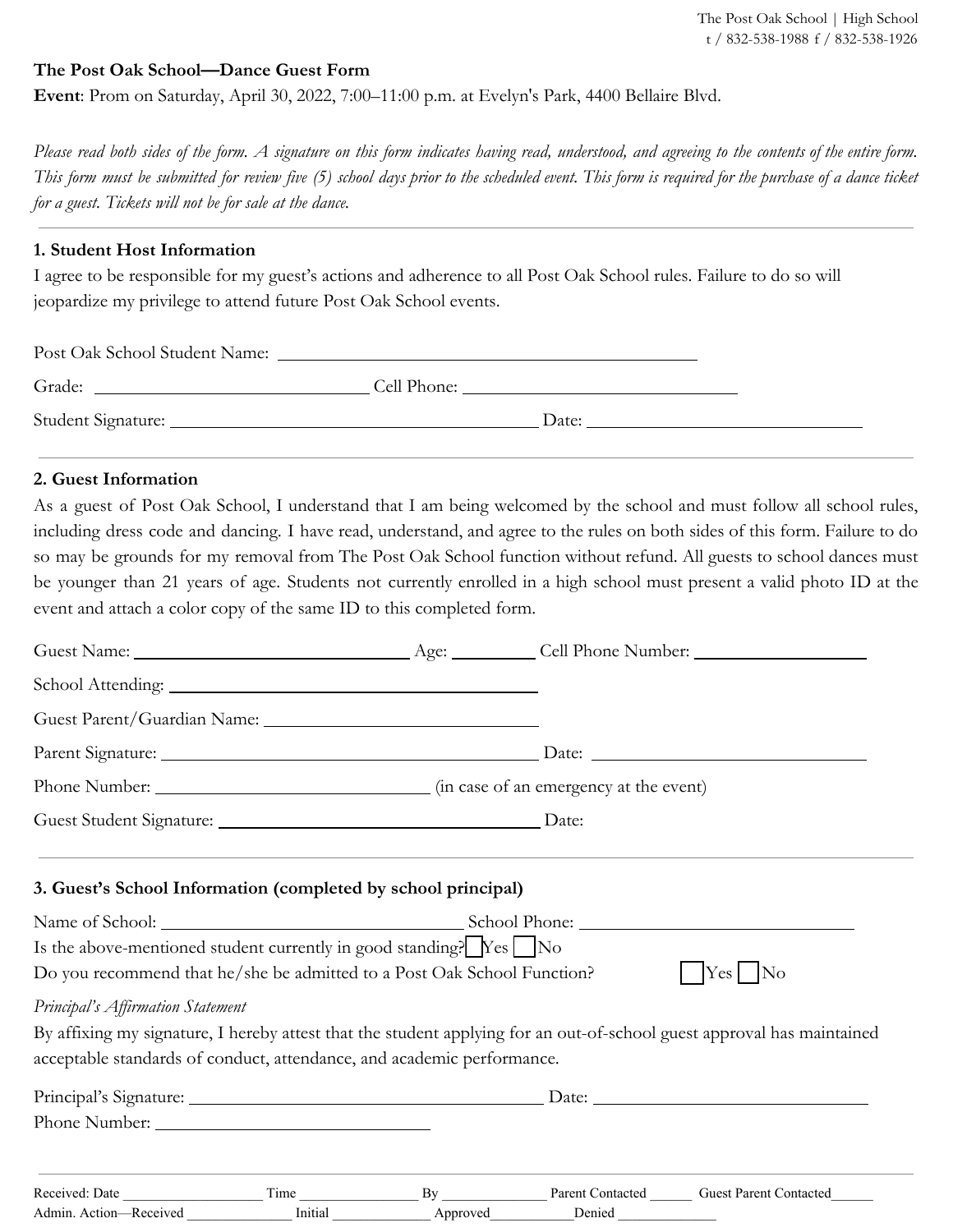The Post Oak School | High School
t / 832-538-1988 f / 832-538-1926

**The Post Oak School—Dance Guest Form**

**Event**: Prom on Saturday, April 30, 2022, 7:00–11:00 p.m. at Evelyn's Park, 4400 Bellaire Blvd.

*Please read both sides of the form. A signature on this form indicates having read, understood, and agreeing to the contents of the entire form. This form must be submitted for review five (5) school days prior to the scheduled event. This form is required for the purchase of a dance ticket for a guest. Tickets will not be for sale at the dance.*

---

### 1. Student Host Information

I agree to be responsible for my guest's actions and adherence to all Post Oak School rules. Failure to do so will jeopardize my privilege to attend future Post Oak School events.

Post Oak School Student Name: ____________________________________

Grade: ______________________ Cell Phone: ______________________

Student Signature: ______________________________ Date: ______________________

---

### 2. Guest Information

As a guest of Post Oak School, I understand that I am being welcomed by the school and must follow all school rules, including dress code and dancing. I have read, understand, and agree to the rules on both sides of this form. Failure to do so may be grounds for my removal from The Post Oak School function without refund. All guests to school dances must be younger than 21 years of age. Students not currently enrolled in a high school must present a valid photo ID at the event and attach a color copy of the same ID to this completed form.

Guest Name: ______________________ Age: ______ Cell Phone Number: ______________

School Attending: ______________________________

Guest Parent/Guardian Name: ______________________

Parent Signature: ______________________________ Date: ______________________

Phone Number: ______________________ (in case of an emergency at the event)

Guest Student Signature: ______________________________ Date:

---

### 3. Guest's School Information (completed by school principal)

Name of School: ______________________ School Phone: ______________________

Is the above-mentioned student currently in good standing? ☐ Yes ☐ No

Do you recommend that he/she be admitted to a Post Oak School Function? ☐ Yes ☐ No

*Principal's Affirmation Statement*

By affixing my signature, I hereby attest that the student applying for an out-of-school guest approval has maintained acceptable standards of conduct, attendance, and academic performance.

Principal's Signature: ______________________________ Date: ______________________

Phone Number: ______________________

---

Received: Date ______________ Time ____________ By __________ Parent Contacted _____ Guest Parent Contacted_____

Admin. Action—Received __________ Initial __________ Approved__________ Denied __________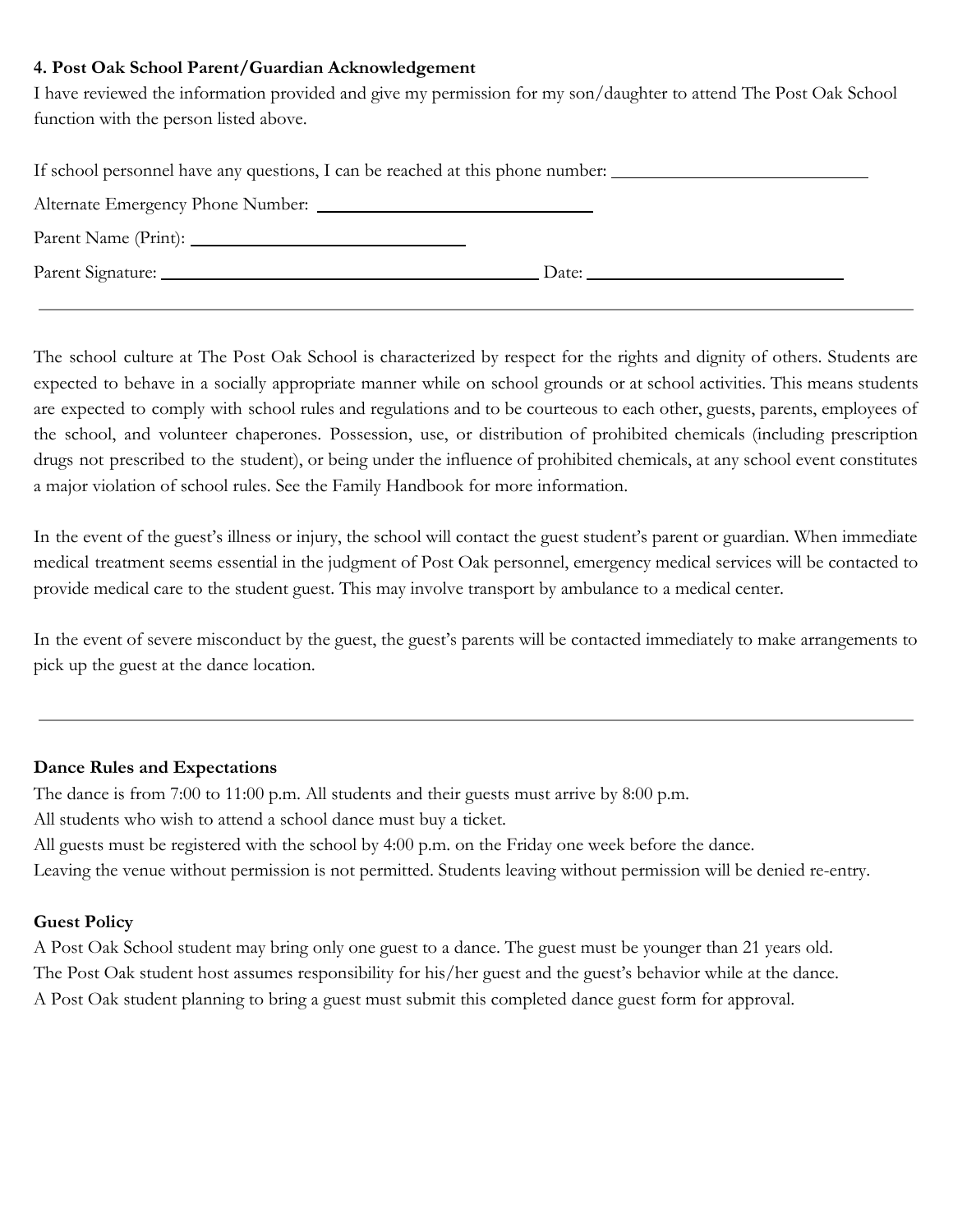**4. Post Oak School Parent/Guardian Acknowledgement**

I have reviewed the information provided and give my permission for my son/daughter to attend The Post Oak School function with the person listed above.

If school personnel have any questions, I can be reached at this phone number: ____________________________

Alternate Emergency Phone Number: ______________________________

Parent Name (Print): ______________________________

Parent Signature: ________________________________________ Date: ____________________________

---

The school culture at The Post Oak School is characterized by respect for the rights and dignity of others. Students are expected to behave in a socially appropriate manner while on school grounds or at school activities. This means students are expected to comply with school rules and regulations and to be courteous to each other, guests, parents, employees of the school, and volunteer chaperones. Possession, use, or distribution of prohibited chemicals (including prescription drugs not prescribed to the student), or being under the influence of prohibited chemicals, at any school event constitutes a major violation of school rules. See the Family Handbook for more information.

In the event of the guest's illness or injury, the school will contact the guest student's parent or guardian. When immediate medical treatment seems essential in the judgment of Post Oak personnel, emergency medical services will be contacted to provide medical care to the student guest. This may involve transport by ambulance to a medical center.

In the event of severe misconduct by the guest, the guest's parents will be contacted immediately to make arrangements to pick up the guest at the dance location.

---

**Dance Rules and Expectations**

The dance is from 7:00 to 11:00 p.m. All students and their guests must arrive by 8:00 p.m.
All students who wish to attend a school dance must buy a ticket.
All guests must be registered with the school by 4:00 p.m. on the Friday one week before the dance.
Leaving the venue without permission is not permitted. Students leaving without permission will be denied re-entry.

**Guest Policy**

A Post Oak School student may bring only one guest to a dance. The guest must be younger than 21 years old.
The Post Oak student host assumes responsibility for his/her guest and the guest's behavior while at the dance.
A Post Oak student planning to bring a guest must submit this completed dance guest form for approval.